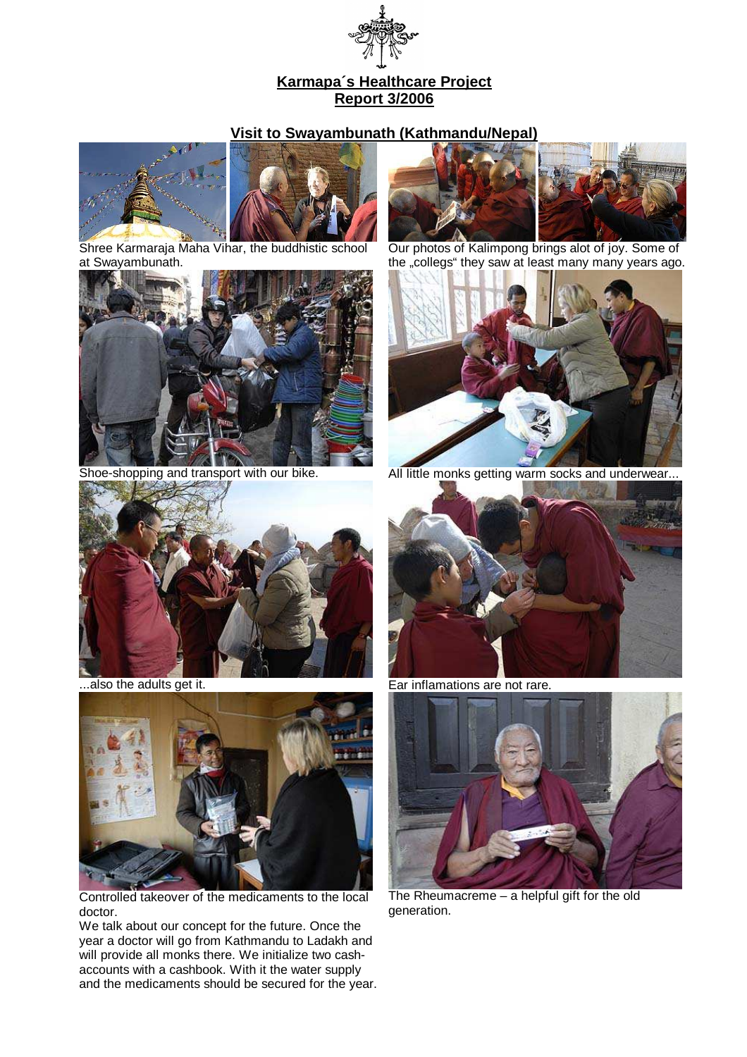# Karmapa´s Healthcare Project
## Report 3/2006

### Visit to Swayambunath (Kathmandu/Nepal)

Shree Karmaraja Maha Vihar, the buddhistic school at Swayambunath.

Our photos of Kalimpong brings alot of joy. Some of the „collegs" they saw at least many many years ago.

Shoe-shopping and transport with our bike.

All little monks getting warm socks and underwear...

...also the adults get it.

Ear inflamations are not rare.

Controlled takeover of the medicaments to the local doctor.

We talk about our concept for the future. Once the year a doctor will go from Kathmandu to Ladakh and will provide all monks there. We initialize two cash-accounts with a cashbook. With it the water supply and the medicaments should be secured for the year.

The Rheumacreme – a helpful gift for the old generation.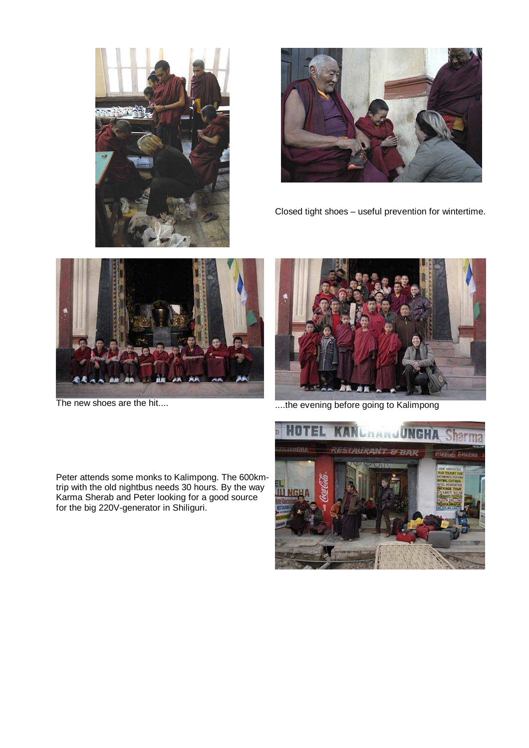Closed tight shoes – useful prevention for wintertime.

The new shoes are the hit....

....the evening before going to Kalimpong

Peter attends some monks to Kalimpong. The 600km-trip with the old nightbus needs 30 hours. By the way Karma Sherab and Peter looking for a good source for the big 220V-generator in Shiliguri.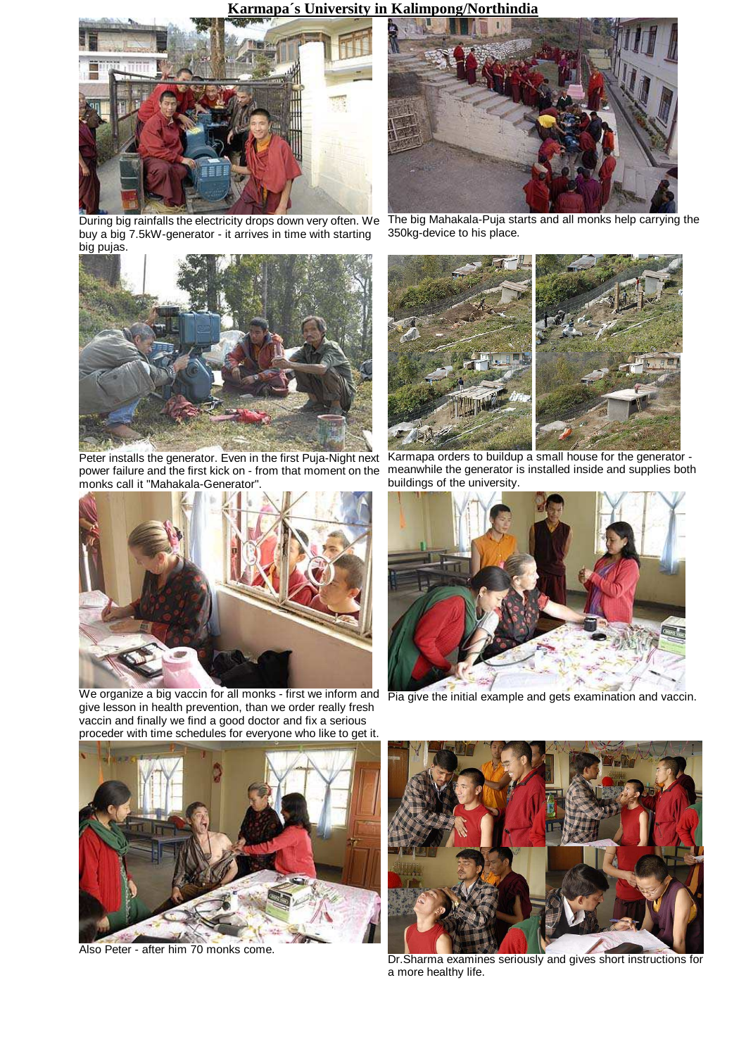# Karmapa´s University in Kalimpong/Northindia

During big rainfalls the electricity drops down very often. We buy a big 7.5kW-generator - it arrives in time with starting big pujas.

The big Mahakala-Puja starts and all monks help carrying the 350kg-device to his place.

Peter installs the generator. Even in the first Puja-Night next power failure and the first kick on - from that moment on the monks call it "Mahakala-Generator".

Karmapa orders to buildup a small house for the generator - meanwhile the generator is installed inside and supplies both buildings of the university.

We organize a big vaccin for all monks - first we inform and give lesson in health prevention, than we order really fresh vaccin and finally we find a good doctor and fix a serious proceder with time schedules for everyone who like to get it.

Pia give the initial example and gets examination and vaccin.

Also Peter - after him 70 monks come.

Dr.Sharma examines seriously and gives short instructions for a more healthy life.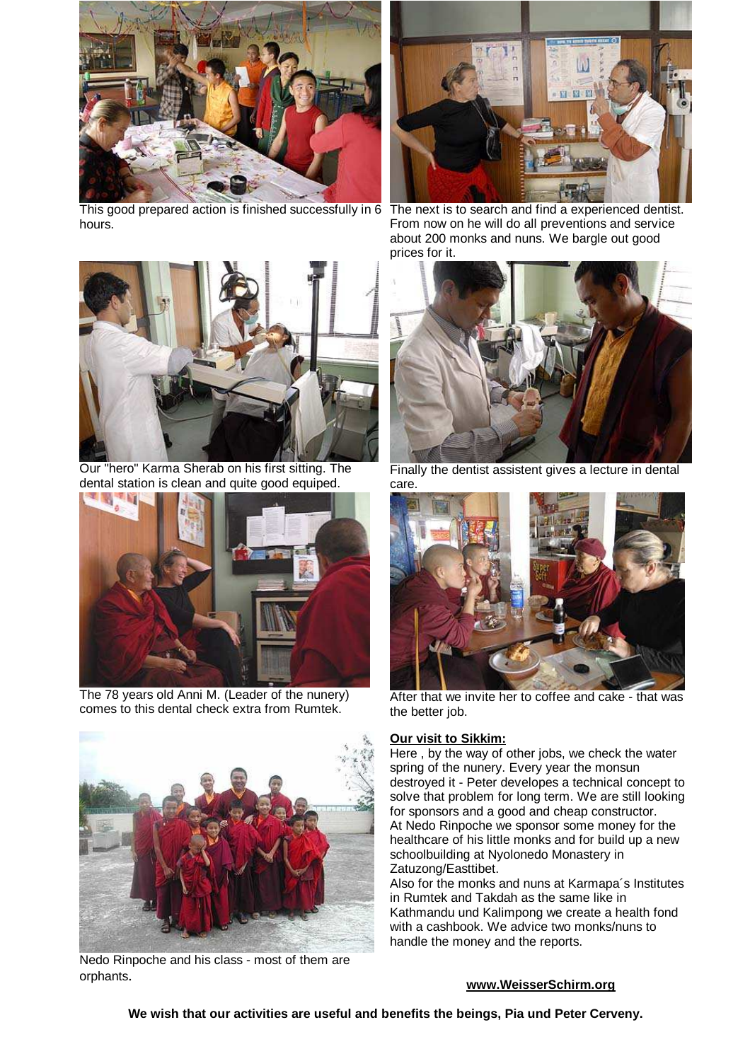This good prepared action is finished successfully in 6 hours.

The next is to search and find a experienced dentist. From now on he will do all preventions and service about 200 monks and nuns. We bargle out good prices for it.

Our "hero" Karma Sherab on his first sitting. The dental station is clean and quite good equiped.

Finally the dentist assistent gives a lecture in dental care.

The 78 years old Anni M. (Leader of the nunery) comes to this dental check extra from Rumtek.

After that we invite her to coffee and cake - that was the better job.

Nedo Rinpoche and his class - most of them are orphants.

**Our visit to Sikkim:**

Here , by the way of other jobs, we check the water spring of the nunery. Every year the monsun destroyed it - Peter developes a technical concept to solve that problem for long term. We are still looking for sponsors and a good and cheap constructor.
At Nedo Rinpoche we sponsor some money for the healthcare of his little monks and for build up a new schoolbuilding at Nyolonedo Monastery in Zatuzong/Easttibet.
Also for the monks and nuns at Karmapa´s Institutes in Rumtek and Takdah as the same like in Kathmandu und Kalimpong we create a health fond with a cashbook. We advice two monks/nuns to handle the money and the reports.

www.WeisserSchirm.org

**We wish that our activities are useful and benefits the beings, Pia und Peter Cerveny.**